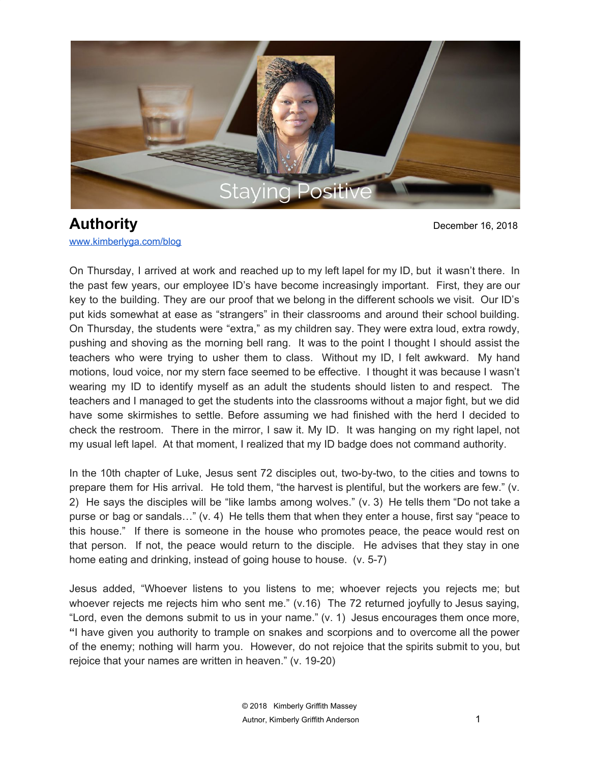Staying Positive

# Authority

December 16, 2018

www.kimberlyga.com/blog

On Thursday, I arrived at work and reached up to my left lapel for my ID, but it wasn't there. In the past few years, our employee ID's have become increasingly important. First, they are our key to the building. They are our proof that we belong in the different schools we visit. Our ID's put kids somewhat at ease as "strangers" in their classrooms and around their school building. On Thursday, the students were "extra," as my children say. They were extra loud, extra rowdy, pushing and shoving as the morning bell rang. It was to the point I thought I should assist the teachers who were trying to usher them to class. Without my ID, I felt awkward. My hand motions, loud voice, nor my stern face seemed to be effective. I thought it was because I wasn't wearing my ID to identify myself as an adult the students should listen to and respect. The teachers and I managed to get the students into the classrooms without a major fight, but we did have some skirmishes to settle. Before assuming we had finished with the herd I decided to check the restroom. There in the mirror, I saw it. My ID. It was hanging on my right lapel, not my usual left lapel. At that moment, I realized that my ID badge does not command authority.

In the 10th chapter of Luke, Jesus sent 72 disciples out, two-by-two, to the cities and towns to prepare them for His arrival. He told them, "the harvest is plentiful, but the workers are few." (v. 2) He says the disciples will be "like lambs among wolves." (v. 3) He tells them "Do not take a purse or bag or sandals…" (v. 4) He tells them that when they enter a house, first say "peace to this house." If there is someone in the house who promotes peace, the peace would rest on that person. If not, the peace would return to the disciple. He advises that they stay in one home eating and drinking, instead of going house to house. (v. 5-7)

Jesus added, "Whoever listens to you listens to me; whoever rejects you rejects me; but whoever rejects me rejects him who sent me." (v.16) The 72 returned joyfully to Jesus saying, "Lord, even the demons submit to us in your name." (v. 1) Jesus encourages them once more, **"**I have given you authority to trample on snakes and scorpions and to overcome all the power of the enemy; nothing will harm you. However, do not rejoice that the spirits submit to you, but rejoice that your names are written in heaven." (v. 19-20)

© 2018 Kimberly Griffith Massey
Autnor, Kimberly Griffith Anderson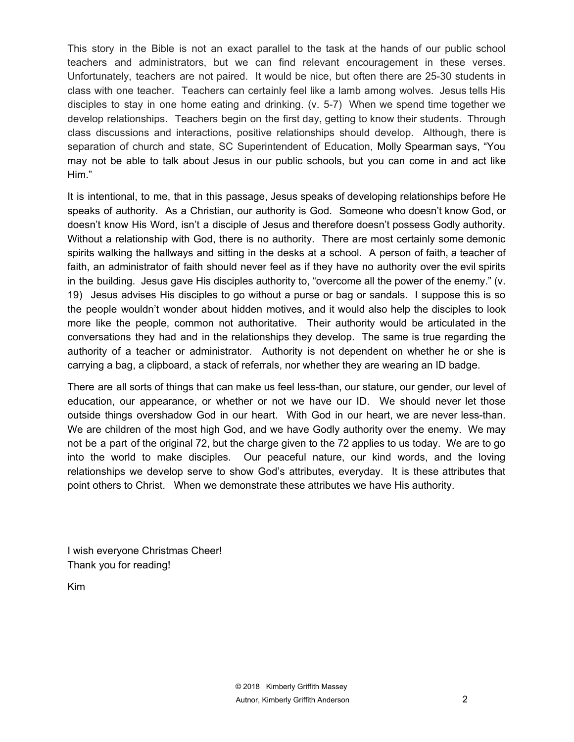This story in the Bible is not an exact parallel to the task at the hands of our public school teachers and administrators, but we can find relevant encouragement in these verses. Unfortunately, teachers are not paired. It would be nice, but often there are 25-30 students in class with one teacher. Teachers can certainly feel like a lamb among wolves. Jesus tells His disciples to stay in one home eating and drinking. (v. 5-7) When we spend time together we develop relationships. Teachers begin on the first day, getting to know their students. Through class discussions and interactions, positive relationships should develop. Although, there is separation of church and state, SC Superintendent of Education, Molly Spearman says, "You may not be able to talk about Jesus in our public schools, but you can come in and act like Him."

It is intentional, to me, that in this passage, Jesus speaks of developing relationships before He speaks of authority. As a Christian, our authority is God. Someone who doesn't know God, or doesn't know His Word, isn't a disciple of Jesus and therefore doesn't possess Godly authority. Without a relationship with God, there is no authority. There are most certainly some demonic spirits walking the hallways and sitting in the desks at a school. A person of faith, a teacher of faith, an administrator of faith should never feel as if they have no authority over the evil spirits in the building. Jesus gave His disciples authority to, "overcome all the power of the enemy." (v. 19) Jesus advises His disciples to go without a purse or bag or sandals. I suppose this is so the people wouldn't wonder about hidden motives, and it would also help the disciples to look more like the people, common not authoritative. Their authority would be articulated in the conversations they had and in the relationships they develop. The same is true regarding the authority of a teacher or administrator. Authority is not dependent on whether he or she is carrying a bag, a clipboard, a stack of referrals, nor whether they are wearing an ID badge.

There are all sorts of things that can make us feel less-than, our stature, our gender, our level of education, our appearance, or whether or not we have our ID. We should never let those outside things overshadow God in our heart. With God in our heart, we are never less-than. We are children of the most high God, and we have Godly authority over the enemy. We may not be a part of the original 72, but the charge given to the 72 applies to us today. We are to go into the world to make disciples. Our peaceful nature, our kind words, and the loving relationships we develop serve to show God's attributes, everyday. It is these attributes that point others to Christ. When we demonstrate these attributes we have His authority.

I wish everyone Christmas Cheer!
Thank you for reading!

Kim

© 2018 Kimberly Griffith Massey
Autnor, Kimberly Griffith Anderson